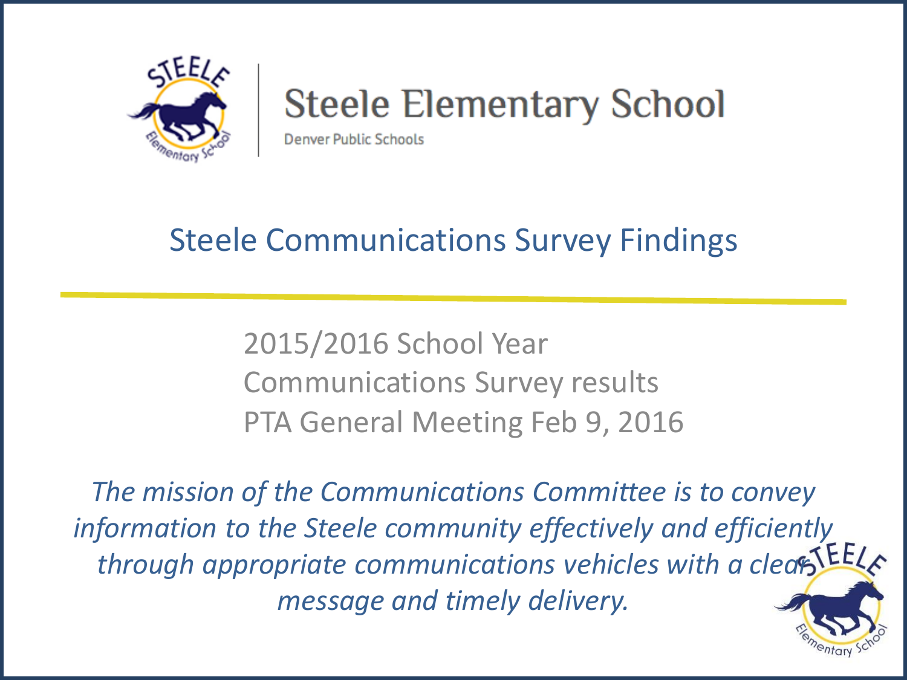# Steele Elementary School

Denver Public Schools

## Steele Communications Survey Findings

2015/2016 School Year
Communications Survey results
PTA General Meeting Feb 9, 2016

*The mission of the Communications Committee is to convey information to the Steele community effectively and efficiently through appropriate communications vehicles with a clear message and timely delivery.*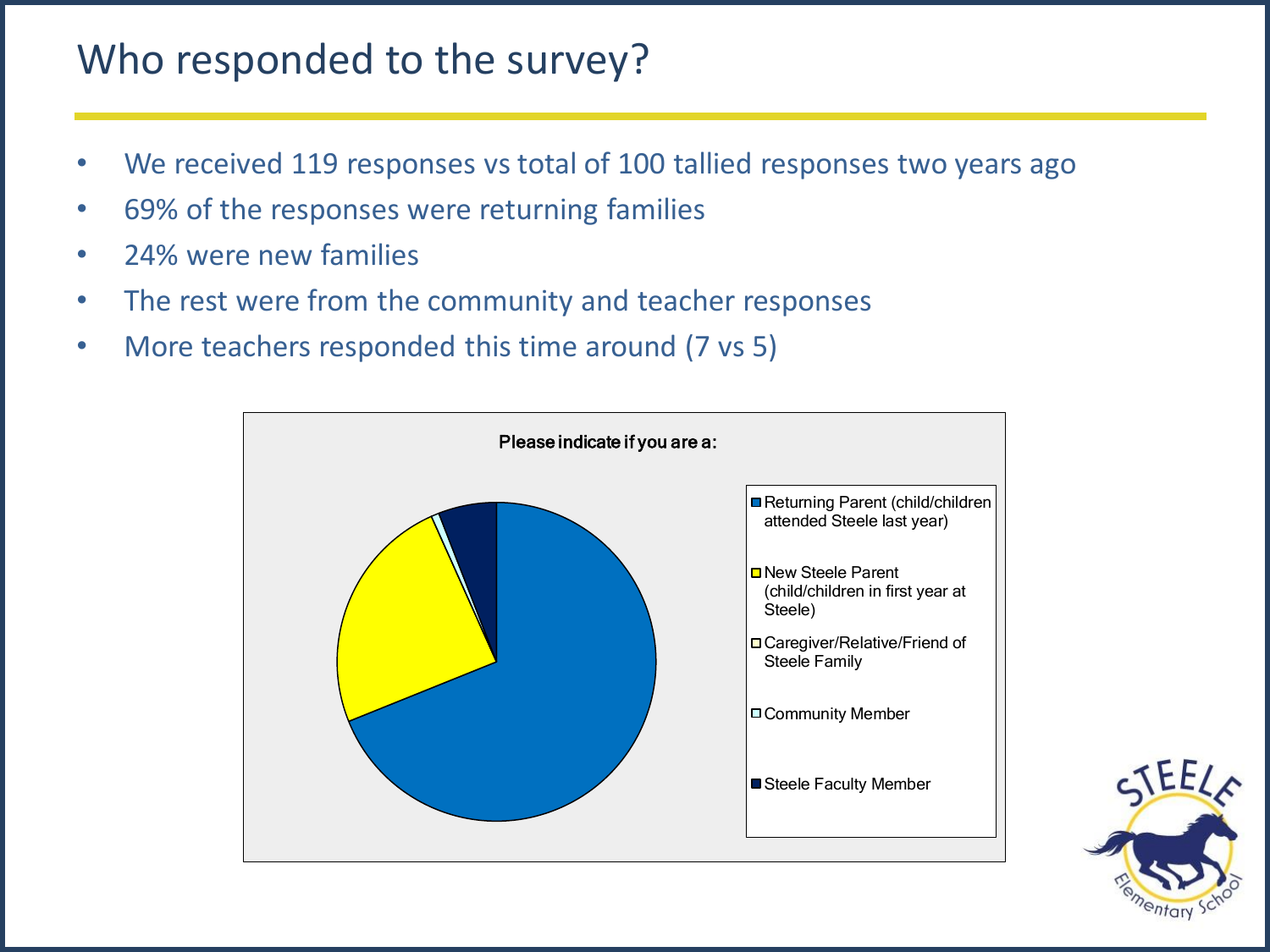# Who responded to the survey?

- We received 119 responses vs total of 100 tallied responses two years ago
- 69% of the responses were returning families
- 24% were new families
- The rest were from the community and teacher responses
- More teachers responded this time around (7 vs 5)

Please indicate if you are a:

- Returning Parent (child/children attended Steele last year)
- New Steele Parent (child/children in first year at Steele)
- Caregiver/Relative/Friend of Steele Family
- Community Member
- Steele Faculty Member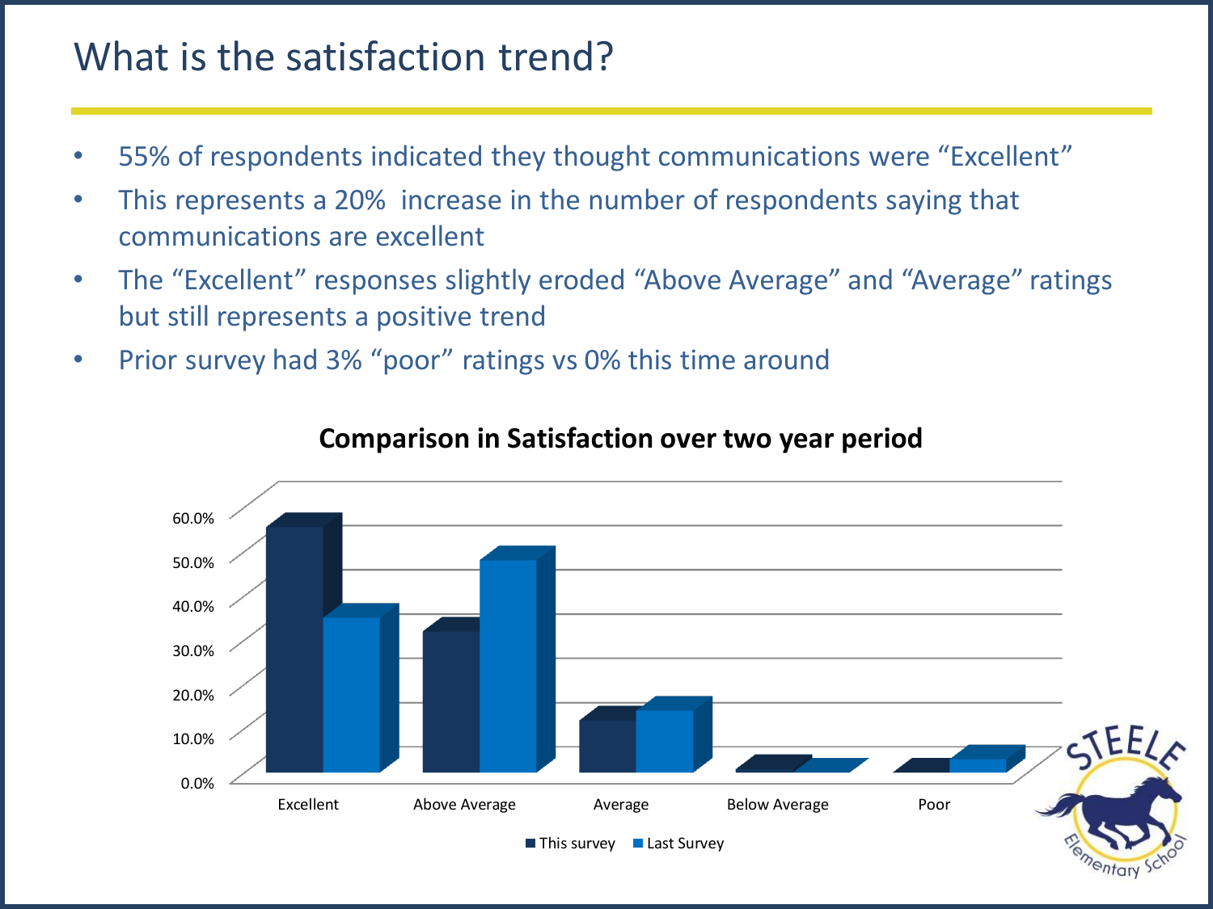# What is the satisfaction trend?

- 55% of respondents indicated they thought communications were "Excellent"
- This represents a 20% increase in the number of respondents saying that communications are excellent
- The "Excellent" responses slightly eroded "Above Average" and "Average" ratings but still represents a positive trend
- Prior survey had 3% "poor" ratings vs 0% this time around

**Comparison in Satisfaction over two year period**

60.0%
50.0%
40.0%
30.0%
20.0%
10.0%
0.0%

Excellent | Above Average | Average | Below Average | Poor

This survey | Last Survey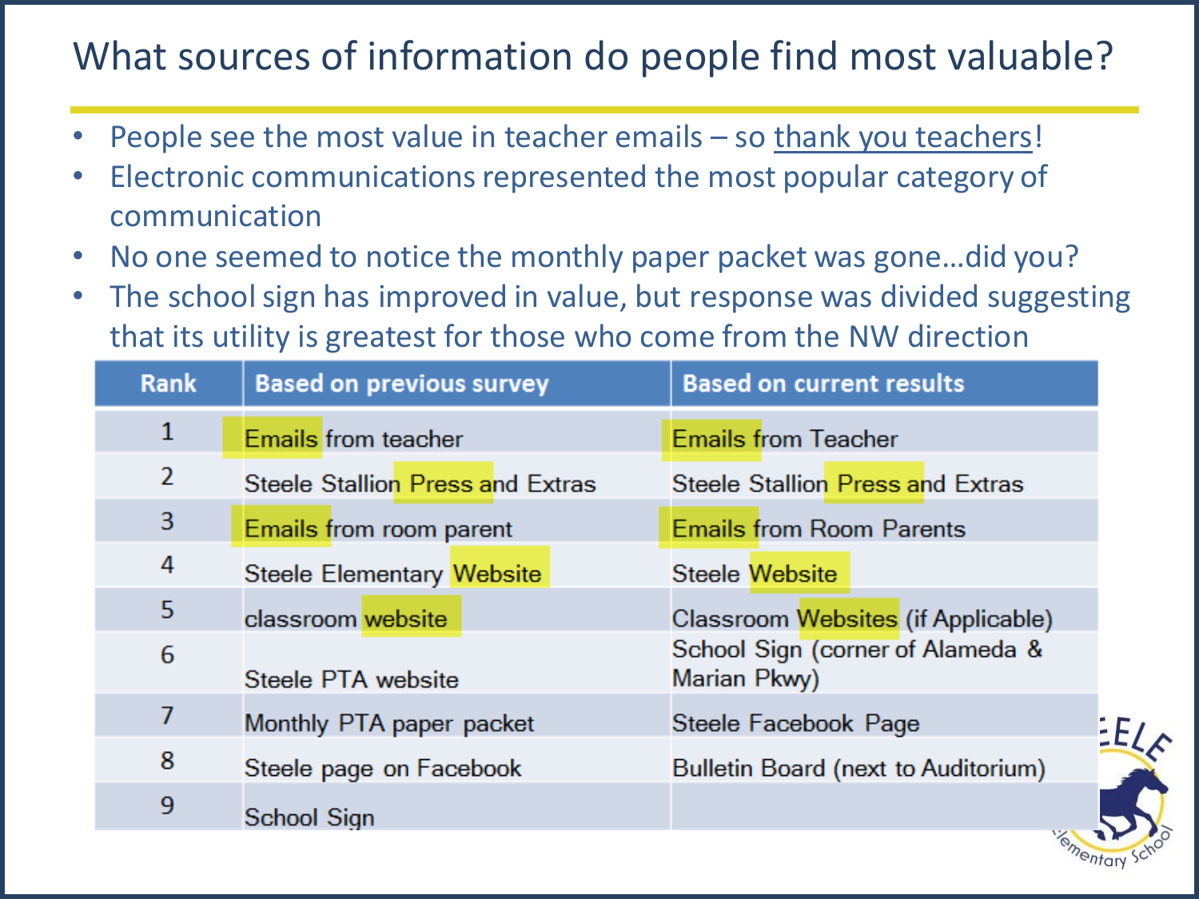# What sources of information do people find most valuable?

- People see the most value in teacher emails – so thank you teachers!
- Electronic communications represented the most popular category of communication
- No one seemed to notice the monthly paper packet was gone…did you?
- The school sign has improved in value, but response was divided suggesting that its utility is greatest for those who come from the NW direction

| Rank | Based on previous survey | Based on current results |
|---|---|---|
| 1 | Emails from teacher | Emails from Teacher |
| 2 | Steele Stallion Press and Extras | Steele Stallion Press and Extras |
| 3 | Emails from room parent | Emails from Room Parents |
| 4 | Steele Elementary Website | Steele Website |
| 5 | classroom website | Classroom Websites (if Applicable) |
| 6 | Steele PTA website | School Sign (corner of Alameda & Marian Pkwy) |
| 7 | Monthly PTA paper packet | Steele Facebook Page |
| 8 | Steele page on Facebook | Bulletin Board (next to Auditorium) |
| 9 | School Sign | |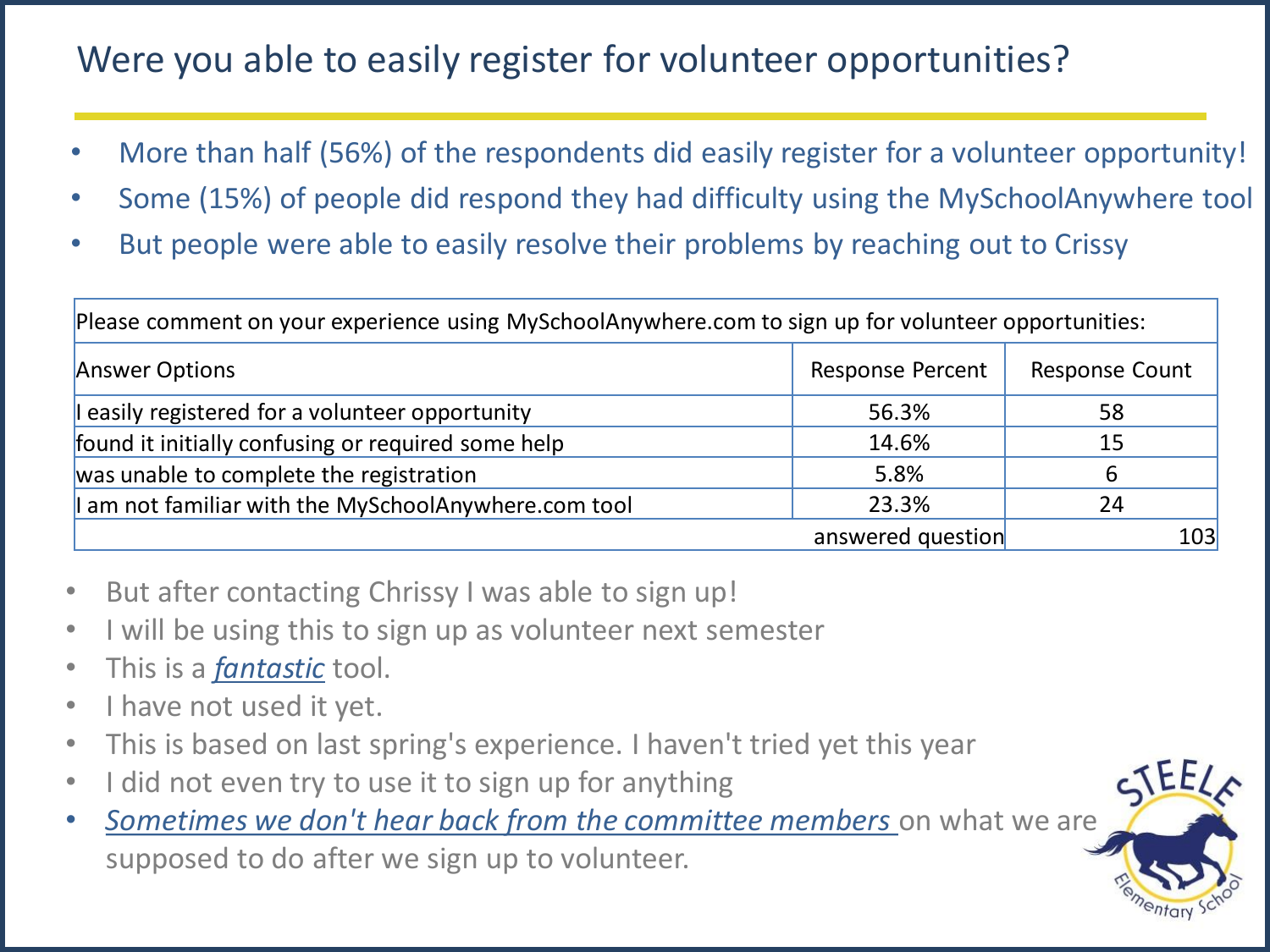# Were you able to easily register for volunteer opportunities?

- More than half (56%) of the respondents did easily register for a volunteer opportunity!
- Some (15%) of people did respond they had difficulty using the MySchoolAnywhere tool
- But people were able to easily resolve their problems by reaching out to Crissy

| Please comment on your experience using MySchoolAnywhere.com to sign up for volunteer opportunities: | | |
|---|---|---|
| Answer Options | Response Percent | Response Count |
| I easily registered for a volunteer opportunity | 56.3% | 58 |
| found it initially confusing or required some help | 14.6% | 15 |
| was unable to complete the registration | 5.8% | 6 |
| I am not familiar with the MySchoolAnywhere.com tool | 23.3% | 24 |
| | answered question | 103 |

- But after contacting Chrissy I was able to sign up!
- I will be using this to sign up as volunteer next semester
- This is a *fantastic* tool.
- I have not used it yet.
- This is based on last spring's experience. I haven't tried yet this year
- I did not even try to use it to sign up for anything
- *Sometimes we don't hear back from the committee members* on what we are supposed to do after we sign up to volunteer.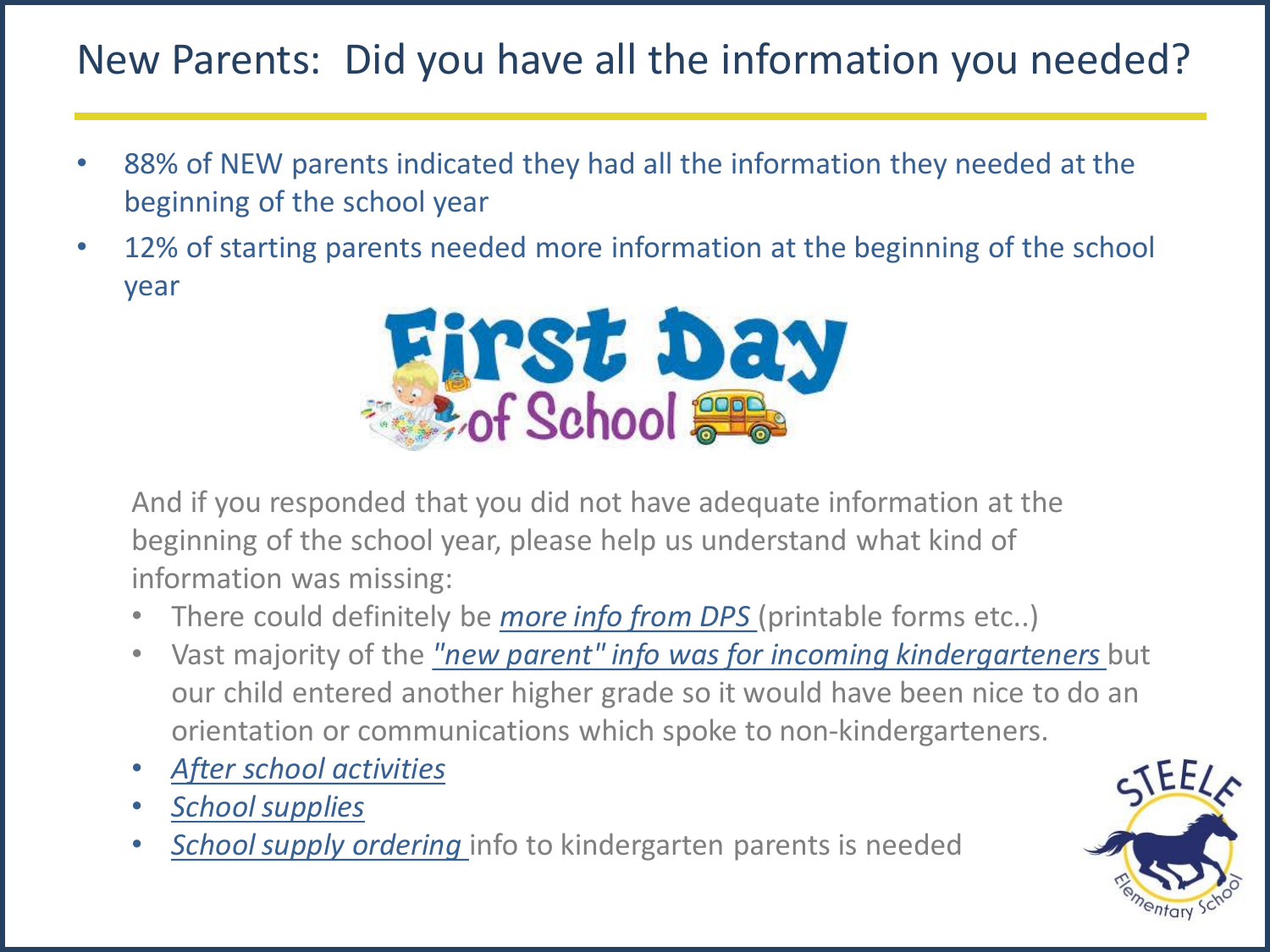# New Parents: Did you have all the information you needed?

- 88% of NEW parents indicated they had all the information they needed at the beginning of the school year
- 12% of starting parents needed more information at the beginning of the school year

And if you responded that you did not have adequate information at the beginning of the school year, please help us understand what kind of information was missing:

- There could definitely be *more info from DPS* (printable forms etc..)
- Vast majority of the *"new parent" info was for incoming kindergarteners* but our child entered another higher grade so it would have been nice to do an orientation or communications which spoke to non-kindergarteners.
- *After school activities*
- *School supplies*
- *School supply ordering* info to kindergarten parents is needed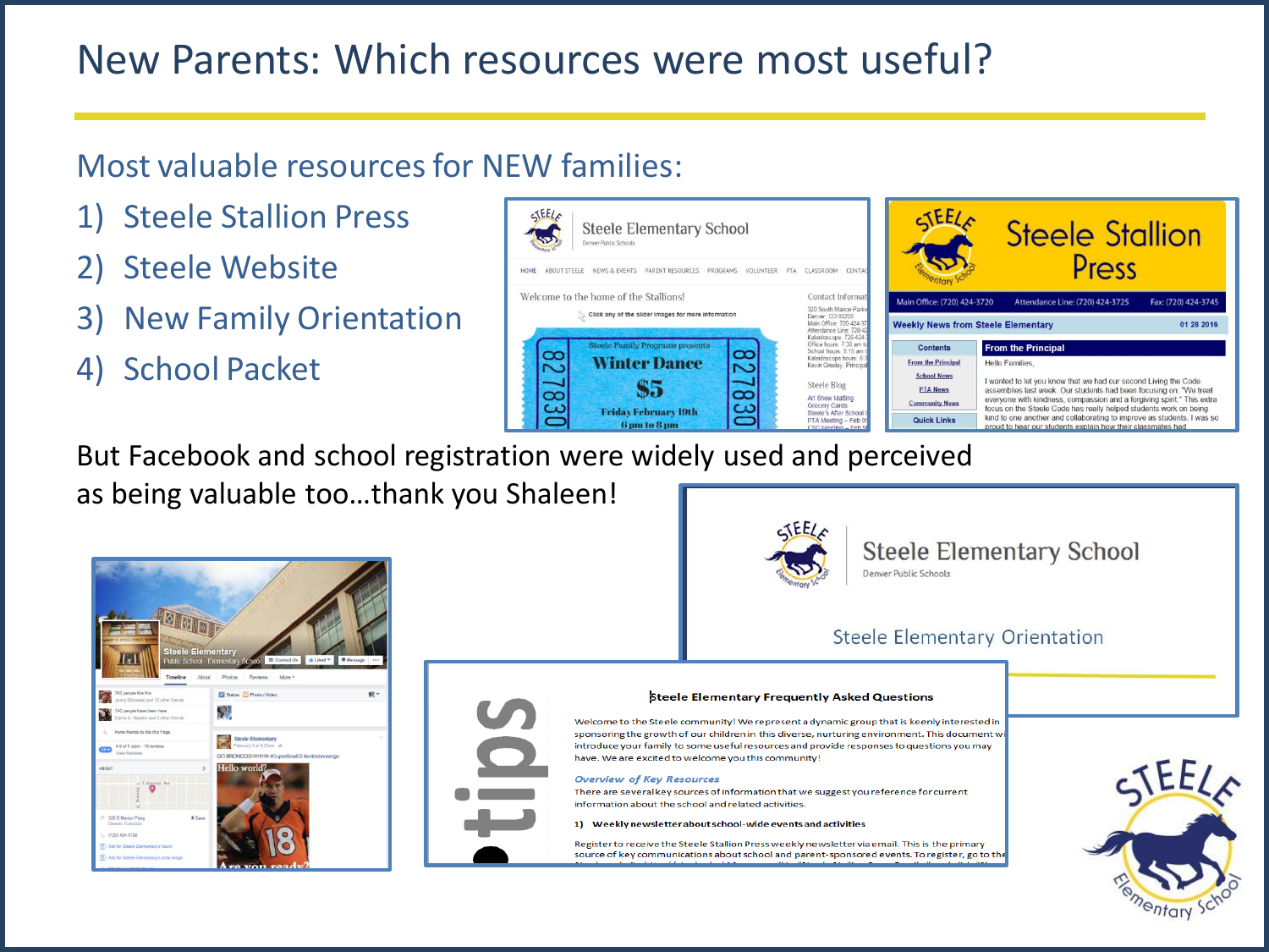# New Parents: Which resources were most useful?

## Most valuable resources for NEW families:

1) Steele Stallion Press
2) Steele Website
3) New Family Orientation
4) School Packet

But Facebook and school registration were widely used and perceived as being valuable too…thank you Shaleen!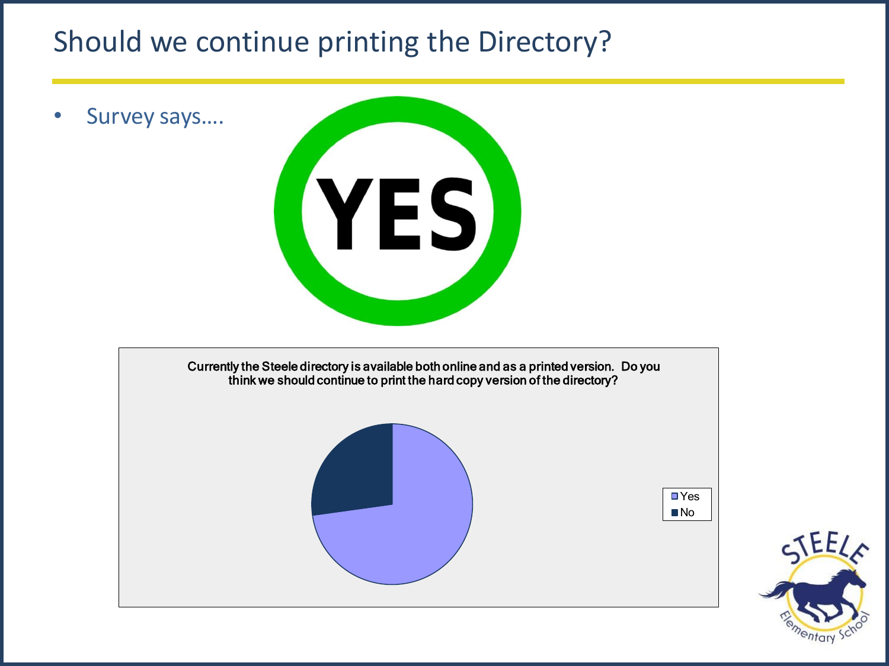# Should we continue printing the Directory?

- Survey says….

YES

Currently the Steele directory is available both online and as a printed version. Do you think we should continue to print the hard copy version of the directory?

- Yes
- No

STEELE Elementary School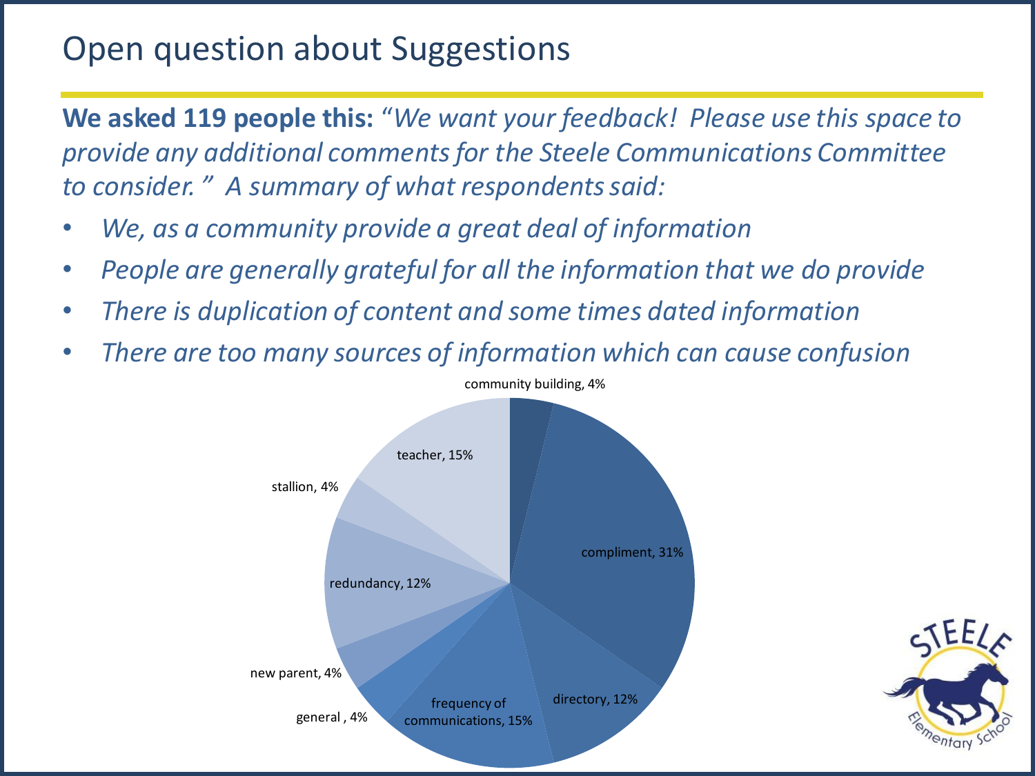# Open question about Suggestions

**We asked 119 people this:** *"We want your feedback! Please use this space to provide any additional comments for the Steele Communications Committee to consider." A summary of what respondents said:*

- *We, as a community provide a great deal of information*
- *People are generally grateful for all the information that we do provide*
- *There is duplication of content and some times dated information*
- *There are too many sources of information which can cause confusion*

| Category | Percentage |
| --- | --- |
| community building | 4% |
| compliment | 31% |
| directory | 12% |
| frequency of communications | 15% |
| general | 4% |
| new parent | 4% |
| redundancy | 12% |
| stallion | 4% |
| teacher | 15% |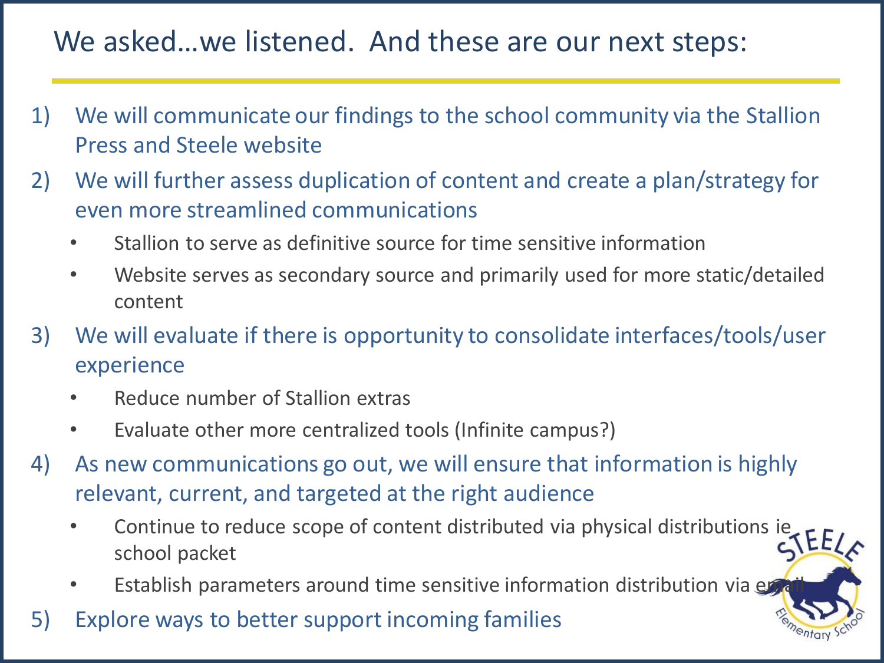# We asked…we listened. And these are our next steps:

1) We will communicate our findings to the school community via the Stallion Press and Steele website
2) We will further assess duplication of content and create a plan/strategy for even more streamlined communications
   - Stallion to serve as definitive source for time sensitive information
   - Website serves as secondary source and primarily used for more static/detailed content
3) We will evaluate if there is opportunity to consolidate interfaces/tools/user experience
   - Reduce number of Stallion extras
   - Evaluate other more centralized tools (Infinite campus?)
4) As new communications go out, we will ensure that information is highly relevant, current, and targeted at the right audience
   - Continue to reduce scope of content distributed via physical distributions ie school packet
   - Establish parameters around time sensitive information distribution via email
5) Explore ways to better support incoming families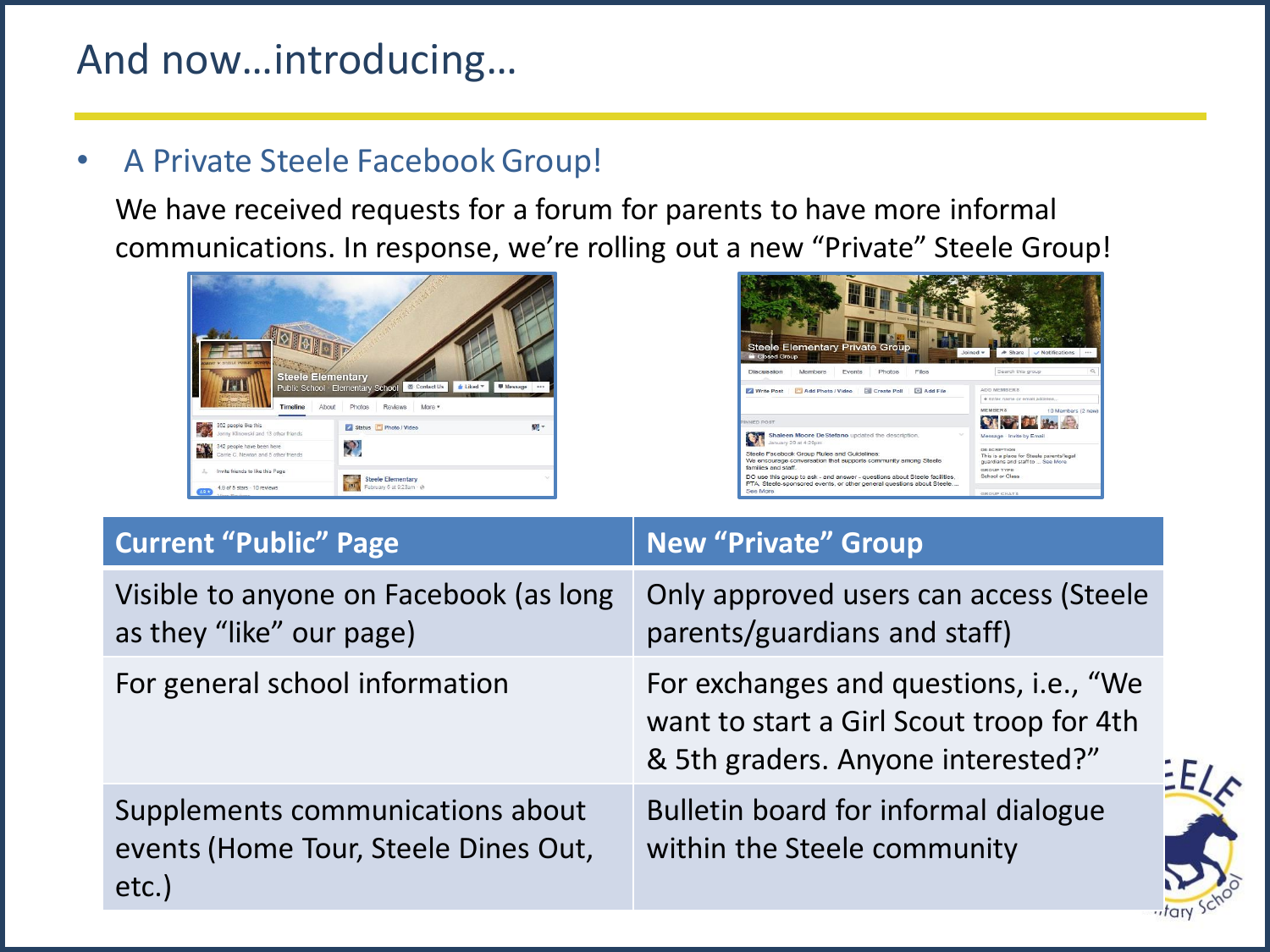# And now…introducing…

- A Private Steele Facebook Group!

We have received requests for a forum for parents to have more informal communications. In response, we're rolling out a new "Private" Steele Group!

| Current "Public" Page | New "Private" Group |
| --- | --- |
| Visible to anyone on Facebook (as long as they "like" our page) | Only approved users can access (Steele parents/guardians and staff) |
| For general school information | For exchanges and questions, i.e., "We want to start a Girl Scout troop for 4th & 5th graders. Anyone interested?" |
| Supplements communications about events (Home Tour, Steele Dines Out, etc.) | Bulletin board for informal dialogue within the Steele community |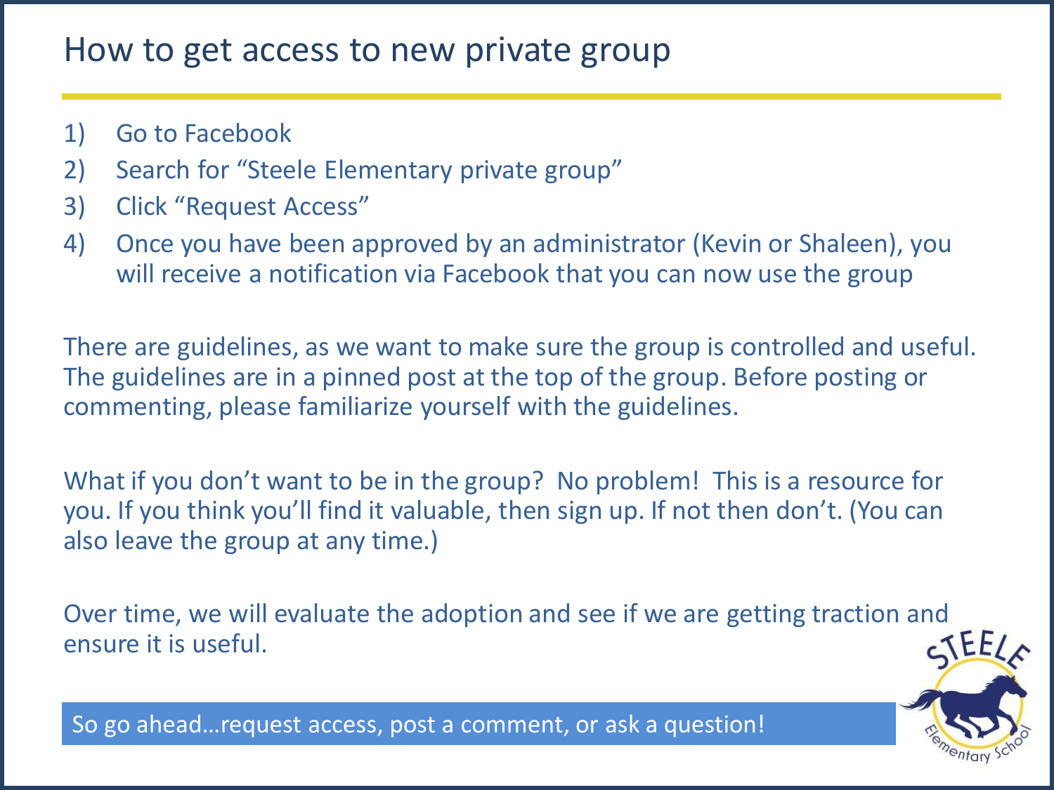# How to get access to new private group

1) Go to Facebook
2) Search for "Steele Elementary private group"
3) Click "Request Access"
4) Once you have been approved by an administrator (Kevin or Shaleen), you will receive a notification via Facebook that you can now use the group

There are guidelines, as we want to make sure the group is controlled and useful. The guidelines are in a pinned post at the top of the group. Before posting or commenting, please familiarize yourself with the guidelines.

What if you don't want to be in the group? No problem! This is a resource for you. If you think you'll find it valuable, then sign up. If not then don't. (You can also leave the group at any time.)

Over time, we will evaluate the adoption and see if we are getting traction and ensure it is useful.

So go ahead…request access, post a comment, or ask a question!